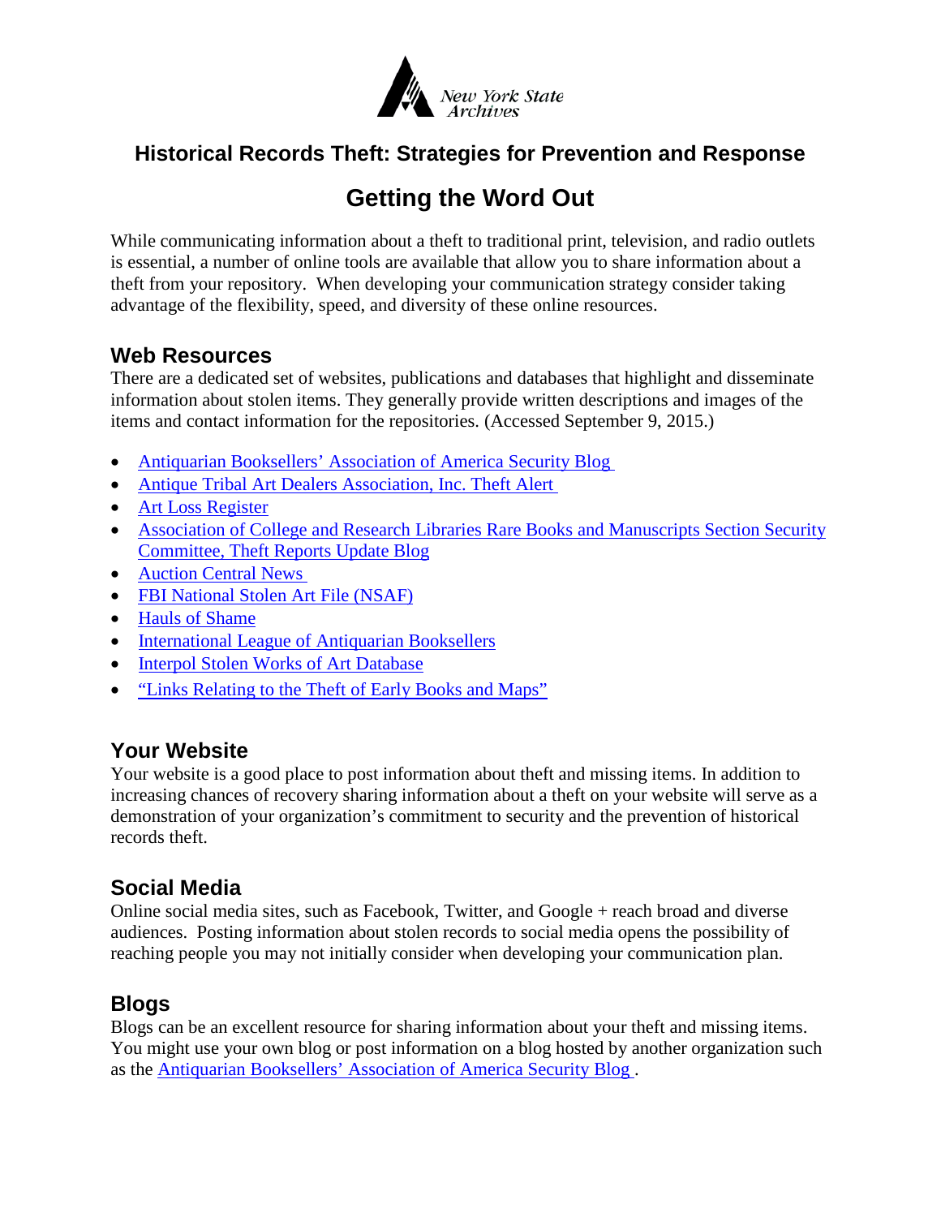New York State Archives

## Historical Records Theft: Strategies for Prevention and Response

# Getting the Word Out

While communicating information about a theft to traditional print, television, and radio outlets is essential, a number of online tools are available that allow you to share information about a theft from your repository. When developing your communication strategy consider taking advantage of the flexibility, speed, and diversity of these online resources.

### Web Resources

There are a dedicated set of websites, publications and databases that highlight and disseminate information about stolen items. They generally provide written descriptions and images of the items and contact information for the repositories. (Accessed September 9, 2015.)

- Antiquarian Booksellers' Association of America Security Blog
- Antique Tribal Art Dealers Association, Inc. Theft Alert
- Art Loss Register
- Association of College and Research Libraries Rare Books and Manuscripts Section Security Committee, Theft Reports Update Blog
- Auction Central News
- FBI National Stolen Art File (NSAF)
- Hauls of Shame
- International League of Antiquarian Booksellers
- Interpol Stolen Works of Art Database
- "Links Relating to the Theft of Early Books and Maps"

### Your Website

Your website is a good place to post information about theft and missing items. In addition to increasing chances of recovery sharing information about a theft on your website will serve as a demonstration of your organization's commitment to security and the prevention of historical records theft.

### Social Media

Online social media sites, such as Facebook, Twitter, and Google + reach broad and diverse audiences. Posting information about stolen records to social media opens the possibility of reaching people you may not initially consider when developing your communication plan.

### Blogs

Blogs can be an excellent resource for sharing information about your theft and missing items. You might use your own blog or post information on a blog hosted by another organization such as the Antiquarian Booksellers' Association of America Security Blog .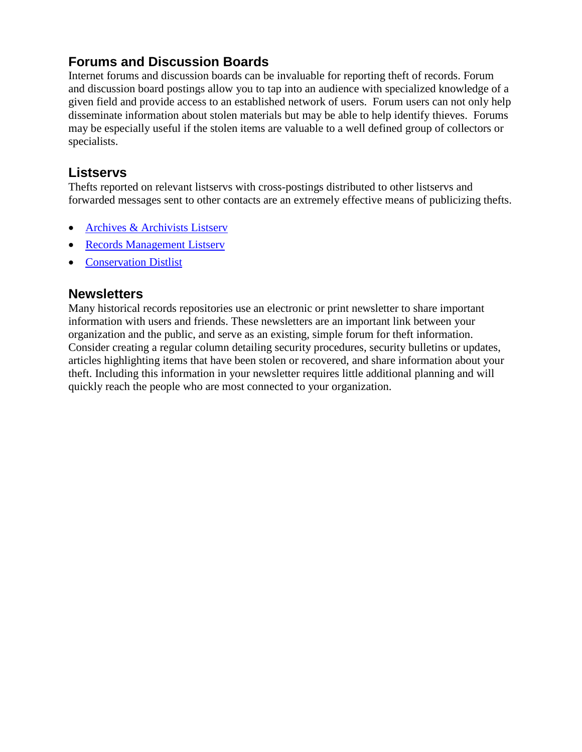## Forums and Discussion Boards

Internet forums and discussion boards can be invaluable for reporting theft of records. Forum and discussion board postings allow you to tap into an audience with specialized knowledge of a given field and provide access to an established network of users. Forum users can not only help disseminate information about stolen materials but may be able to help identify thieves. Forums may be especially useful if the stolen items are valuable to a well defined group of collectors or specialists.

## Listservs

Thefts reported on relevant listservs with cross-postings distributed to other listservs and forwarded messages sent to other contacts are an extremely effective means of publicizing thefts.

- Archives & Archivists Listserv
- Records Management Listserv
- Conservation Distlist

## Newsletters

Many historical records repositories use an electronic or print newsletter to share important information with users and friends. These newsletters are an important link between your organization and the public, and serve as an existing, simple forum for theft information. Consider creating a regular column detailing security procedures, security bulletins or updates, articles highlighting items that have been stolen or recovered, and share information about your theft. Including this information in your newsletter requires little additional planning and will quickly reach the people who are most connected to your organization.